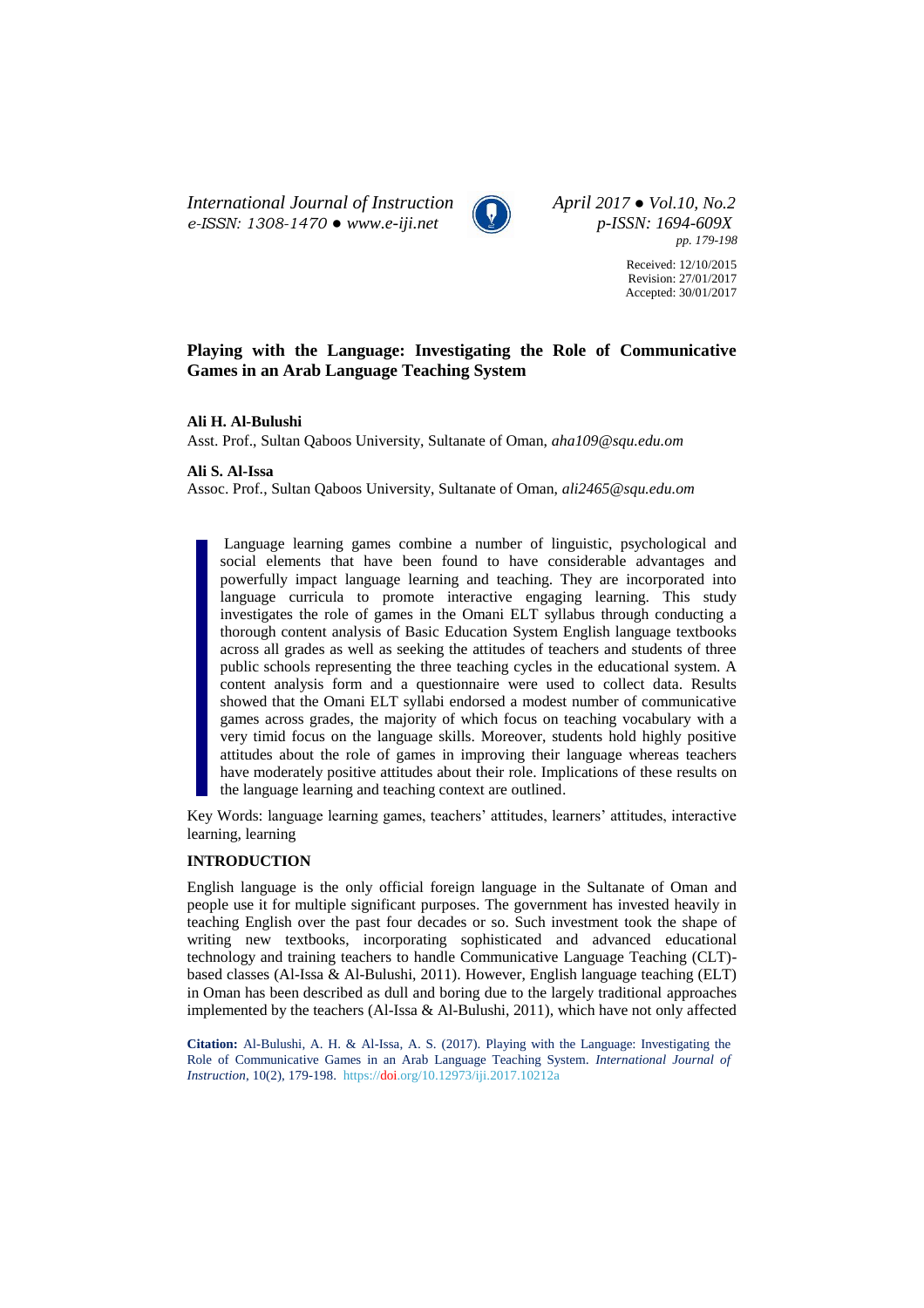# Playing with the Language: Investigating the Role of Communicative Games in an Arab Language Teaching System

**Ali H. Al-Bulushi**
Asst. Prof., Sultan Qaboos University, Sultanate of Oman, *aha109@squ.edu.om*

**Ali S. Al-Issa**
Assoc. Prof., Sultan Qaboos University, Sultanate of Oman, *ali2465@squ.edu.om*

Received: 12/10/2015
Revision: 27/01/2017
Accepted: 30/01/2017

> Language learning games combine a number of linguistic, psychological and social elements that have been found to have considerable advantages and powerfully impact language learning and teaching. They are incorporated into language curricula to promote interactive engaging learning. This study investigates the role of games in the Omani ELT syllabus through conducting a thorough content analysis of Basic Education System English language textbooks across all grades as well as seeking the attitudes of teachers and students of three public schools representing the three teaching cycles in the educational system. A content analysis form and a questionnaire were used to collect data. Results showed that the Omani ELT syllabi endorsed a modest number of communicative games across grades, the majority of which focus on teaching vocabulary with a very timid focus on the language skills. Moreover, students hold highly positive attitudes about the role of games in improving their language whereas teachers have moderately positive attitudes about their role. Implications of these results on the language learning and teaching context are outlined.

Key Words: language learning games, teachers' attitudes, learners' attitudes, interactive learning, learning

## INTRODUCTION

English language is the only official foreign language in the Sultanate of Oman and people use it for multiple significant purposes. The government has invested heavily in teaching English over the past four decades or so. Such investment took the shape of writing new textbooks, incorporating sophisticated and advanced educational technology and training teachers to handle Communicative Language Teaching (CLT)-based classes (Al-Issa & Al-Bulushi, 2011). However, English language teaching (ELT) in Oman has been described as dull and boring due to the largely traditional approaches implemented by the teachers (Al-Issa & Al-Bulushi, 2011), which have not only affected

**Citation:** Al-Bulushi, A. H. & Al-Issa, A. S. (2017). Playing with the Language: Investigating the Role of Communicative Games in an Arab Language Teaching System. *International Journal of Instruction*, 10(2), 179-198. https://doi.org/10.12973/iji.2017.10212a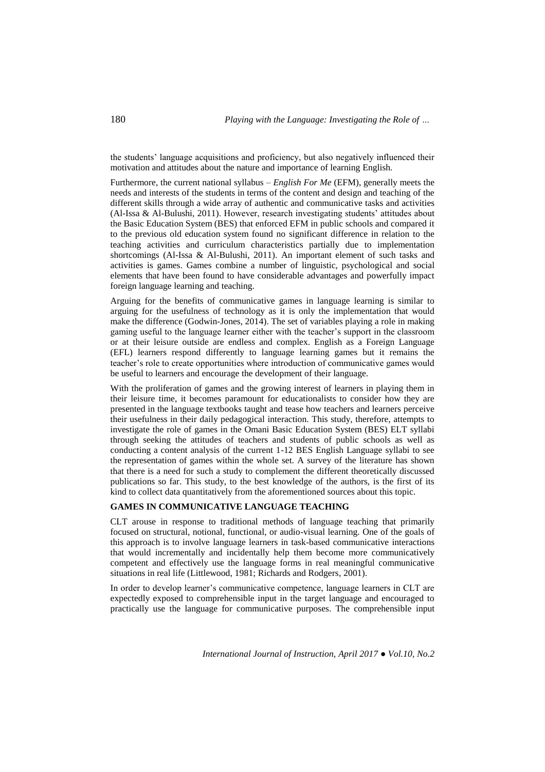the students' language acquisitions and proficiency, but also negatively influenced their motivation and attitudes about the nature and importance of learning English.

Furthermore, the current national syllabus – *English For Me* (EFM), generally meets the needs and interests of the students in terms of the content and design and teaching of the different skills through a wide array of authentic and communicative tasks and activities (Al-Issa & Al-Bulushi, 2011). However, research investigating students' attitudes about the Basic Education System (BES) that enforced EFM in public schools and compared it to the previous old education system found no significant difference in relation to the teaching activities and curriculum characteristics partially due to implementation shortcomings (Al-Issa & Al-Bulushi, 2011). An important element of such tasks and activities is games. Games combine a number of linguistic, psychological and social elements that have been found to have considerable advantages and powerfully impact foreign language learning and teaching.

Arguing for the benefits of communicative games in language learning is similar to arguing for the usefulness of technology as it is only the implementation that would make the difference (Godwin-Jones, 2014). The set of variables playing a role in making gaming useful to the language learner either with the teacher's support in the classroom or at their leisure outside are endless and complex. English as a Foreign Language (EFL) learners respond differently to language learning games but it remains the teacher's role to create opportunities where introduction of communicative games would be useful to learners and encourage the development of their language.

With the proliferation of games and the growing interest of learners in playing them in their leisure time, it becomes paramount for educationalists to consider how they are presented in the language textbooks taught and tease how teachers and learners perceive their usefulness in their daily pedagogical interaction. This study, therefore, attempts to investigate the role of games in the Omani Basic Education System (BES) ELT syllabi through seeking the attitudes of teachers and students of public schools as well as conducting a content analysis of the current 1-12 BES English Language syllabi to see the representation of games within the whole set. A survey of the literature has shown that there is a need for such a study to complement the different theoretically discussed publications so far. This study, to the best knowledge of the authors, is the first of its kind to collect data quantitatively from the aforementioned sources about this topic.

## GAMES IN COMMUNICATIVE LANGUAGE TEACHING

CLT arouse in response to traditional methods of language teaching that primarily focused on structural, notional, functional, or audio-visual learning. One of the goals of this approach is to involve language learners in task-based communicative interactions that would incrementally and incidentally help them become more communicatively competent and effectively use the language forms in real meaningful communicative situations in real life (Littlewood, 1981; Richards and Rodgers, 2001).

In order to develop learner's communicative competence, language learners in CLT are expectedly exposed to comprehensible input in the target language and encouraged to practically use the language for communicative purposes. The comprehensible input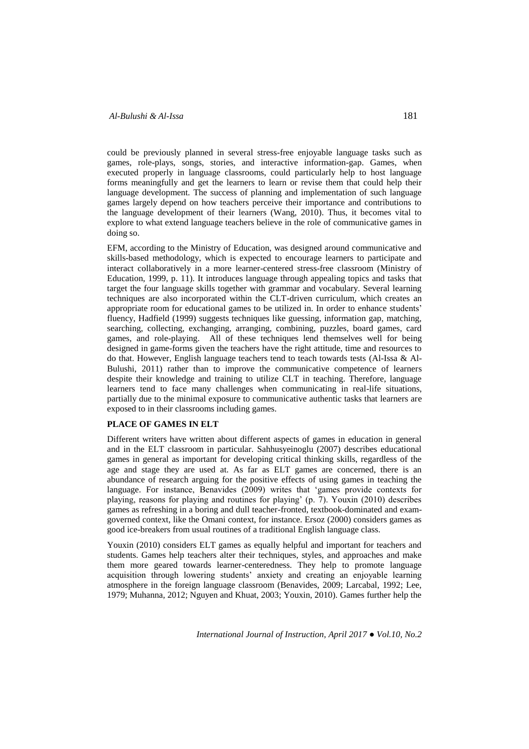could be previously planned in several stress-free enjoyable language tasks such as games, role-plays, songs, stories, and interactive information-gap. Games, when executed properly in language classrooms, could particularly help to host language forms meaningfully and get the learners to learn or revise them that could help their language development. The success of planning and implementation of such language games largely depend on how teachers perceive their importance and contributions to the language development of their learners (Wang, 2010). Thus, it becomes vital to explore to what extend language teachers believe in the role of communicative games in doing so.

EFM, according to the Ministry of Education, was designed around communicative and skills-based methodology, which is expected to encourage learners to participate and interact collaboratively in a more learner-centered stress-free classroom (Ministry of Education, 1999, p. 11). It introduces language through appealing topics and tasks that target the four language skills together with grammar and vocabulary. Several learning techniques are also incorporated within the CLT-driven curriculum, which creates an appropriate room for educational games to be utilized in. In order to enhance students' fluency, Hadfield (1999) suggests techniques like guessing, information gap, matching, searching, collecting, exchanging, arranging, combining, puzzles, board games, card games, and role-playing. All of these techniques lend themselves well for being designed in game-forms given the teachers have the right attitude, time and resources to do that. However, English language teachers tend to teach towards tests (Al-Issa & Al-Bulushi, 2011) rather than to improve the communicative competence of learners despite their knowledge and training to utilize CLT in teaching. Therefore, language learners tend to face many challenges when communicating in real-life situations, partially due to the minimal exposure to communicative authentic tasks that learners are exposed to in their classrooms including games.

## PLACE OF GAMES IN ELT

Different writers have written about different aspects of games in education in general and in the ELT classroom in particular. Sahhusyeinoglu (2007) describes educational games in general as important for developing critical thinking skills, regardless of the age and stage they are used at. As far as ELT games are concerned, there is an abundance of research arguing for the positive effects of using games in teaching the language. For instance, Benavides (2009) writes that 'games provide contexts for playing, reasons for playing and routines for playing' (p. 7). Youxin (2010) describes games as refreshing in a boring and dull teacher-fronted, textbook-dominated and exam-governed context, like the Omani context, for instance. Ersoz (2000) considers games as good ice-breakers from usual routines of a traditional English language class.

Youxin (2010) considers ELT games as equally helpful and important for teachers and students. Games help teachers alter their techniques, styles, and approaches and make them more geared towards learner-centeredness. They help to promote language acquisition through lowering students' anxiety and creating an enjoyable learning atmosphere in the foreign language classroom (Benavides, 2009; Larcabal, 1992; Lee, 1979; Muhanna, 2012; Nguyen and Khuat, 2003; Youxin, 2010). Games further help the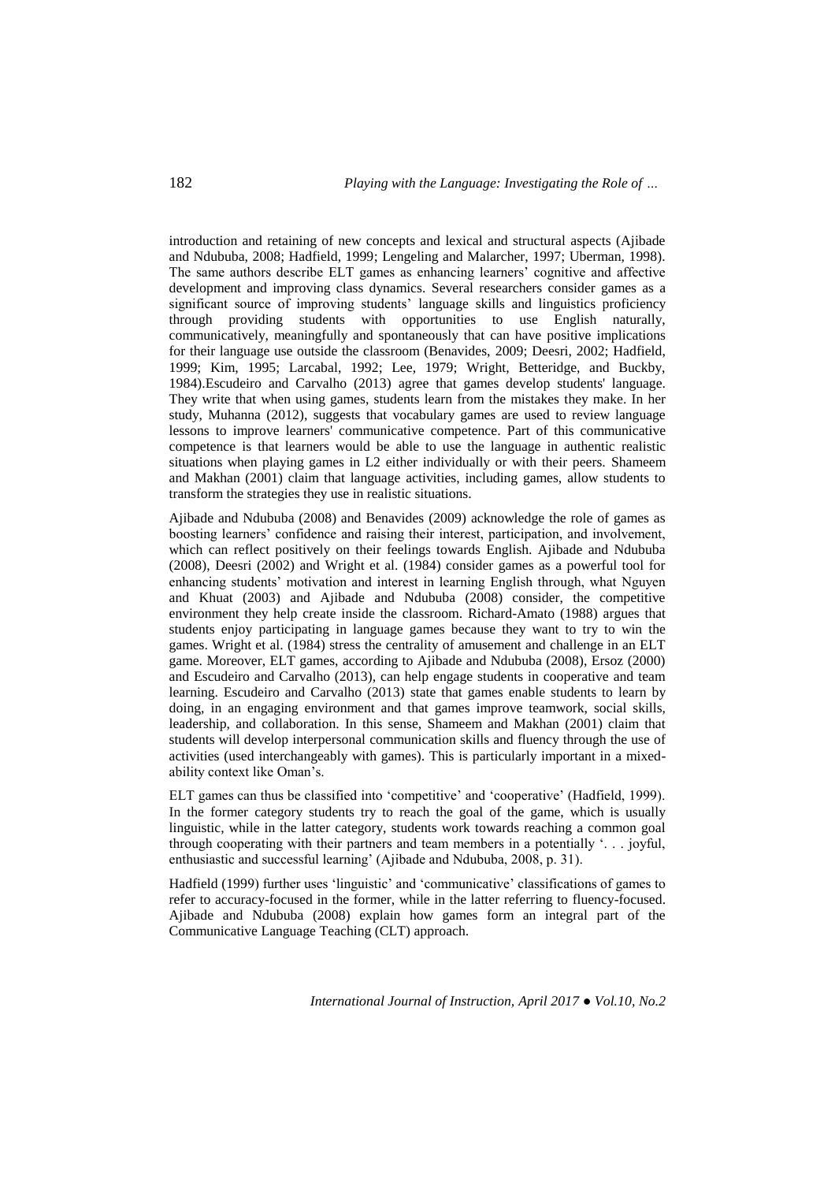introduction and retaining of new concepts and lexical and structural aspects (Ajibade and Ndububa, 2008; Hadfield, 1999; Lengeling and Malarcher, 1997; Uberman, 1998). The same authors describe ELT games as enhancing learners' cognitive and affective development and improving class dynamics. Several researchers consider games as a significant source of improving students' language skills and linguistics proficiency through providing students with opportunities to use English naturally, communicatively, meaningfully and spontaneously that can have positive implications for their language use outside the classroom (Benavides, 2009; Deesri, 2002; Hadfield, 1999; Kim, 1995; Larcabal, 1992; Lee, 1979; Wright, Betteridge, and Buckby, 1984).Escudeiro and Carvalho (2013) agree that games develop students' language. They write that when using games, students learn from the mistakes they make. In her study, Muhanna (2012), suggests that vocabulary games are used to review language lessons to improve learners' communicative competence. Part of this communicative competence is that learners would be able to use the language in authentic realistic situations when playing games in L2 either individually or with their peers. Shameem and Makhan (2001) claim that language activities, including games, allow students to transform the strategies they use in realistic situations.

Ajibade and Ndububa (2008) and Benavides (2009) acknowledge the role of games as boosting learners' confidence and raising their interest, participation, and involvement, which can reflect positively on their feelings towards English. Ajibade and Ndububa (2008), Deesri (2002) and Wright et al. (1984) consider games as a powerful tool for enhancing students' motivation and interest in learning English through, what Nguyen and Khuat (2003) and Ajibade and Ndububa (2008) consider, the competitive environment they help create inside the classroom. Richard-Amato (1988) argues that students enjoy participating in language games because they want to try to win the games. Wright et al. (1984) stress the centrality of amusement and challenge in an ELT game. Moreover, ELT games, according to Ajibade and Ndububa (2008), Ersoz (2000) and Escudeiro and Carvalho (2013), can help engage students in cooperative and team learning. Escudeiro and Carvalho (2013) state that games enable students to learn by doing, in an engaging environment and that games improve teamwork, social skills, leadership, and collaboration. In this sense, Shameem and Makhan (2001) claim that students will develop interpersonal communication skills and fluency through the use of activities (used interchangeably with games). This is particularly important in a mixed-ability context like Oman's.

ELT games can thus be classified into 'competitive' and 'cooperative' (Hadfield, 1999). In the former category students try to reach the goal of the game, which is usually linguistic, while in the latter category, students work towards reaching a common goal through cooperating with their partners and team members in a potentially '. . . joyful, enthusiastic and successful learning' (Ajibade and Ndububa, 2008, p. 31).

Hadfield (1999) further uses 'linguistic' and 'communicative' classifications of games to refer to accuracy-focused in the former, while in the latter referring to fluency-focused. Ajibade and Ndububa (2008) explain how games form an integral part of the Communicative Language Teaching (CLT) approach.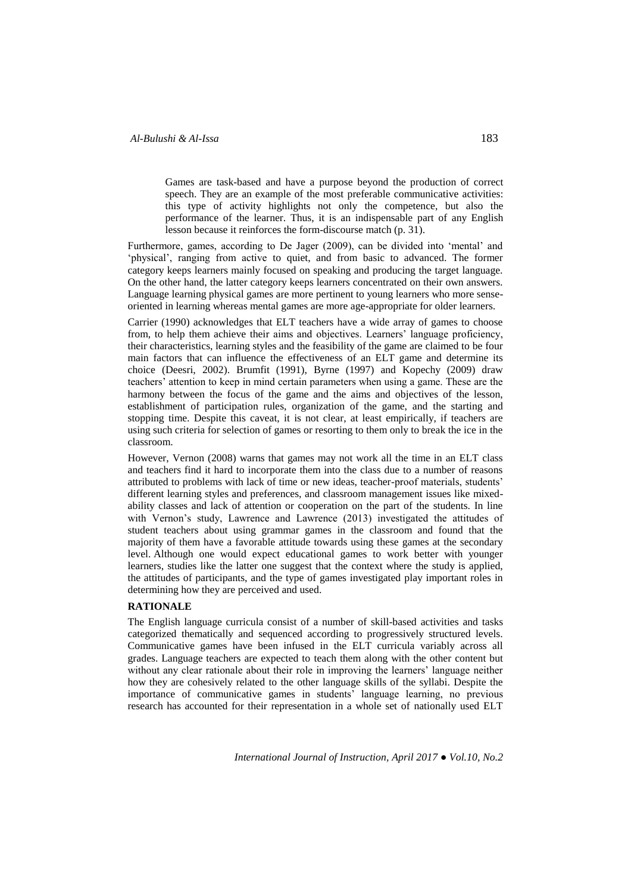> Games are task-based and have a purpose beyond the production of correct speech. They are an example of the most preferable communicative activities: this type of activity highlights not only the competence, but also the performance of the learner. Thus, it is an indispensable part of any English lesson because it reinforces the form-discourse match (p. 31).

Furthermore, games, according to De Jager (2009), can be divided into 'mental' and 'physical', ranging from active to quiet, and from basic to advanced. The former category keeps learners mainly focused on speaking and producing the target language. On the other hand, the latter category keeps learners concentrated on their own answers. Language learning physical games are more pertinent to young learners who more sense-oriented in learning whereas mental games are more age-appropriate for older learners.

Carrier (1990) acknowledges that ELT teachers have a wide array of games to choose from, to help them achieve their aims and objectives. Learners' language proficiency, their characteristics, learning styles and the feasibility of the game are claimed to be four main factors that can influence the effectiveness of an ELT game and determine its choice (Deesri, 2002). Brumfit (1991), Byrne (1997) and Kopechy (2009) draw teachers' attention to keep in mind certain parameters when using a game. These are the harmony between the focus of the game and the aims and objectives of the lesson, establishment of participation rules, organization of the game, and the starting and stopping time. Despite this caveat, it is not clear, at least empirically, if teachers are using such criteria for selection of games or resorting to them only to break the ice in the classroom.

However, Vernon (2008) warns that games may not work all the time in an ELT class and teachers find it hard to incorporate them into the class due to a number of reasons attributed to problems with lack of time or new ideas, teacher-proof materials, students' different learning styles and preferences, and classroom management issues like mixed-ability classes and lack of attention or cooperation on the part of the students. In line with Vernon's study, Lawrence and Lawrence (2013) investigated the attitudes of student teachers about using grammar games in the classroom and found that the majority of them have a favorable attitude towards using these games at the secondary level. Although one would expect educational games to work better with younger learners, studies like the latter one suggest that the context where the study is applied, the attitudes of participants, and the type of games investigated play important roles in determining how they are perceived and used.

## RATIONALE

The English language curricula consist of a number of skill-based activities and tasks categorized thematically and sequenced according to progressively structured levels. Communicative games have been infused in the ELT curricula variably across all grades. Language teachers are expected to teach them along with the other content but without any clear rationale about their role in improving the learners' language neither how they are cohesively related to the other language skills of the syllabi. Despite the importance of communicative games in students' language learning, no previous research has accounted for their representation in a whole set of nationally used ELT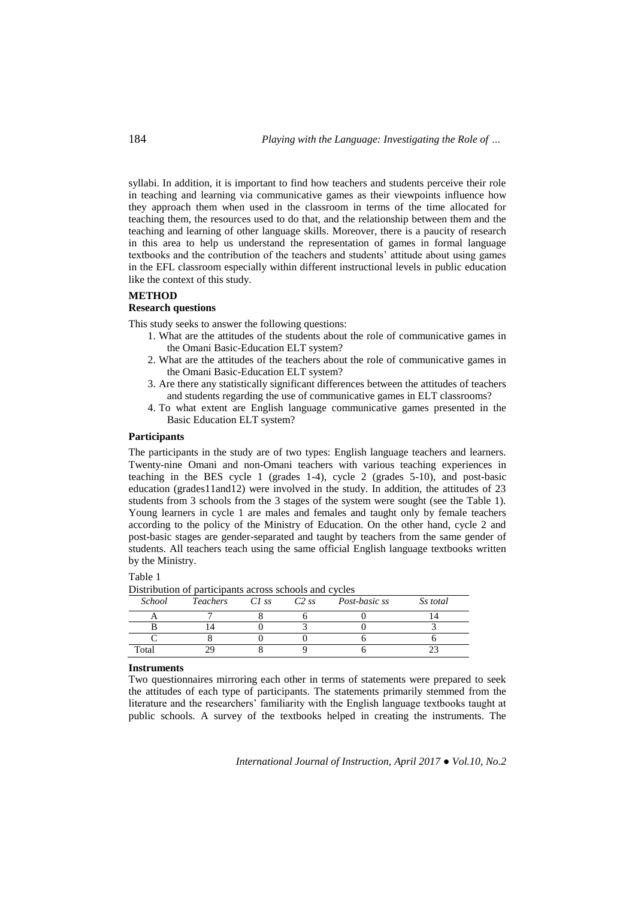syllabi. In addition, it is important to find how teachers and students perceive their role in teaching and learning via communicative games as their viewpoints influence how they approach them when used in the classroom in terms of the time allocated for teaching them, the resources used to do that, and the relationship between them and the teaching and learning of other language skills. Moreover, there is a paucity of research in this area to help us understand the representation of games in formal language textbooks and the contribution of the teachers and students' attitude about using games in the EFL classroom especially within different instructional levels in public education like the context of this study.

## METHOD

### Research questions

This study seeks to answer the following questions:

1. What are the attitudes of the students about the role of communicative games in the Omani Basic-Education ELT system?
2. What are the attitudes of the teachers about the role of communicative games in the Omani Basic-Education ELT system?
3. Are there any statistically significant differences between the attitudes of teachers and students regarding the use of communicative games in ELT classrooms?
4. To what extent are English language communicative games presented in the Basic Education ELT system?

### Participants

The participants in the study are of two types: English language teachers and learners. Twenty-nine Omani and non-Omani teachers with various teaching experiences in teaching in the BES cycle 1 (grades 1-4), cycle 2 (grades 5-10), and post-basic education (grades11and12) were involved in the study. In addition, the attitudes of 23 students from 3 schools from the 3 stages of the system were sought (see the Table 1). Young learners in cycle 1 are males and females and taught only by female teachers according to the policy of the Ministry of Education. On the other hand, cycle 2 and post-basic stages are gender-separated and taught by teachers from the same gender of students. All teachers teach using the same official English language textbooks written by the Ministry.

Table 1
Distribution of participants across schools and cycles

| *School* | *Teachers* | *C1 ss* | *C2 ss* | *Post-basic ss* | *Ss total* |
|---|---|---|---|---|---|
| A | 7 | 8 | 6 | 0 | 14 |
| B | 14 | 0 | 3 | 0 | 3 |
| C | 8 | 0 | 0 | 6 | 6 |
| Total | 29 | 8 | 9 | 6 | 23 |

### Instruments

Two questionnaires mirroring each other in terms of statements were prepared to seek the attitudes of each type of participants. The statements primarily stemmed from the literature and the researchers' familiarity with the English language textbooks taught at public schools. A survey of the textbooks helped in creating the instruments. The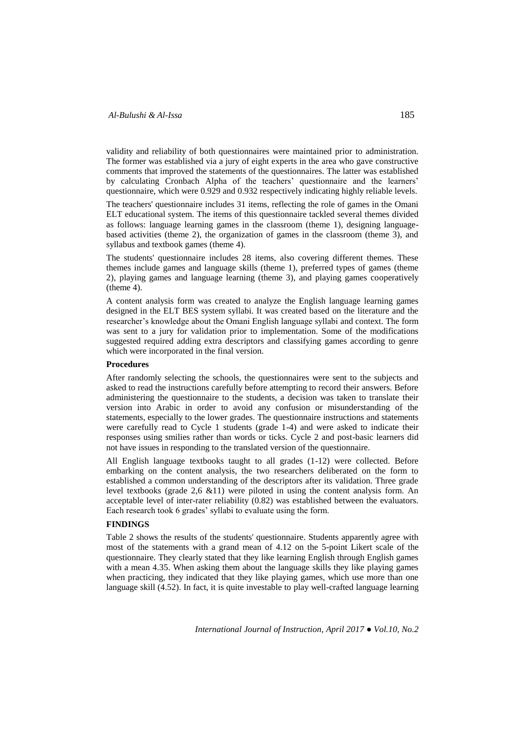validity and reliability of both questionnaires were maintained prior to administration. The former was established via a jury of eight experts in the area who gave constructive comments that improved the statements of the questionnaires. The latter was established by calculating Cronbach Alpha of the teachers' questionnaire and the learners' questionnaire, which were 0.929 and 0.932 respectively indicating highly reliable levels.

The teachers' questionnaire includes 31 items, reflecting the role of games in the Omani ELT educational system. The items of this questionnaire tackled several themes divided as follows: language learning games in the classroom (theme 1), designing language-based activities (theme 2), the organization of games in the classroom (theme 3), and syllabus and textbook games (theme 4).

The students' questionnaire includes 28 items, also covering different themes. These themes include games and language skills (theme 1), preferred types of games (theme 2), playing games and language learning (theme 3), and playing games cooperatively (theme 4).

A content analysis form was created to analyze the English language learning games designed in the ELT BES system syllabi. It was created based on the literature and the researcher's knowledge about the Omani English language syllabi and context. The form was sent to a jury for validation prior to implementation. Some of the modifications suggested required adding extra descriptors and classifying games according to genre which were incorporated in the final version.

**Procedures**

After randomly selecting the schools, the questionnaires were sent to the subjects and asked to read the instructions carefully before attempting to record their answers. Before administering the questionnaire to the students, a decision was taken to translate their version into Arabic in order to avoid any confusion or misunderstanding of the statements, especially to the lower grades. The questionnaire instructions and statements were carefully read to Cycle 1 students (grade 1-4) and were asked to indicate their responses using smilies rather than words or ticks. Cycle 2 and post-basic learners did not have issues in responding to the translated version of the questionnaire.

All English language textbooks taught to all grades (1-12) were collected. Before embarking on the content analysis, the two researchers deliberated on the form to established a common understanding of the descriptors after its validation. Three grade level textbooks (grade 2,6 &11) were piloted in using the content analysis form. An acceptable level of inter-rater reliability (0.82) was established between the evaluators. Each research took 6 grades' syllabi to evaluate using the form.

## FINDINGS

Table 2 shows the results of the students' questionnaire. Students apparently agree with most of the statements with a grand mean of 4.12 on the 5-point Likert scale of the questionnaire. They clearly stated that they like learning English through English games with a mean 4.35. When asking them about the language skills they like playing games when practicing, they indicated that they like playing games, which use more than one language skill (4.52). In fact, it is quite investable to play well-crafted language learning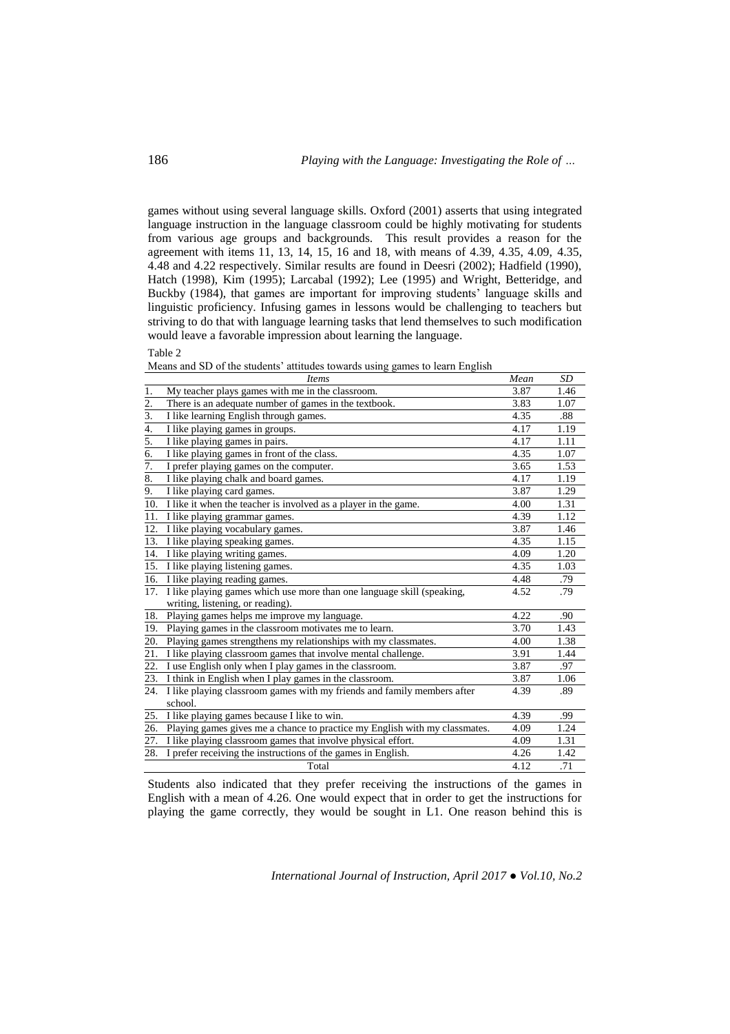games without using several language skills. Oxford (2001) asserts that using integrated language instruction in the language classroom could be highly motivating for students from various age groups and backgrounds. This result provides a reason for the agreement with items 11, 13, 14, 15, 16 and 18, with means of 4.39, 4.35, 4.09, 4.35, 4.48 and 4.22 respectively. Similar results are found in Deesri (2002); Hadfield (1990), Hatch (1998), Kim (1995); Larcabal (1992); Lee (1995) and Wright, Betteridge, and Buckby (1984), that games are important for improving students' language skills and linguistic proficiency. Infusing games in lessons would be challenging to teachers but striving to do that with language learning tasks that lend themselves to such modification would leave a favorable impression about learning the language.

Table 2

Means and SD of the students' attitudes towards using games to learn English

| | *Items* | *Mean* | *SD* |
|---|---|---|---|
| 1. | My teacher plays games with me in the classroom. | 3.87 | 1.46 |
| 2. | There is an adequate number of games in the textbook. | 3.83 | 1.07 |
| 3. | I like learning English through games. | 4.35 | .88 |
| 4. | I like playing games in groups. | 4.17 | 1.19 |
| 5. | I like playing games in pairs. | 4.17 | 1.11 |
| 6. | I like playing games in front of the class. | 4.35 | 1.07 |
| 7. | I prefer playing games on the computer. | 3.65 | 1.53 |
| 8. | I like playing chalk and board games. | 4.17 | 1.19 |
| 9. | I like playing card games. | 3.87 | 1.29 |
| 10. | I like it when the teacher is involved as a player in the game. | 4.00 | 1.31 |
| 11. | I like playing grammar games. | 4.39 | 1.12 |
| 12. | I like playing vocabulary games. | 3.87 | 1.46 |
| 13. | I like playing speaking games. | 4.35 | 1.15 |
| 14. | I like playing writing games. | 4.09 | 1.20 |
| 15. | I like playing listening games. | 4.35 | 1.03 |
| 16. | I like playing reading games. | 4.48 | .79 |
| 17. | I like playing games which use more than one language skill (speaking, writing, listening, or reading). | 4.52 | .79 |
| 18. | Playing games helps me improve my language. | 4.22 | .90 |
| 19. | Playing games in the classroom motivates me to learn. | 3.70 | 1.43 |
| 20. | Playing games strengthens my relationships with my classmates. | 4.00 | 1.38 |
| 21. | I like playing classroom games that involve mental challenge. | 3.91 | 1.44 |
| 22. | I use English only when I play games in the classroom. | 3.87 | .97 |
| 23. | I think in English when I play games in the classroom. | 3.87 | 1.06 |
| 24. | I like playing classroom games with my friends and family members after school. | 4.39 | .89 |
| 25. | I like playing games because I like to win. | 4.39 | .99 |
| 26. | Playing games gives me a chance to practice my English with my classmates. | 4.09 | 1.24 |
| 27. | I like playing classroom games that involve physical effort. | 4.09 | 1.31 |
| 28. | I prefer receiving the instructions of the games in English. | 4.26 | 1.42 |
| | Total | 4.12 | .71 |

Students also indicated that they prefer receiving the instructions of the games in English with a mean of 4.26. One would expect that in order to get the instructions for playing the game correctly, they would be sought in L1. One reason behind this is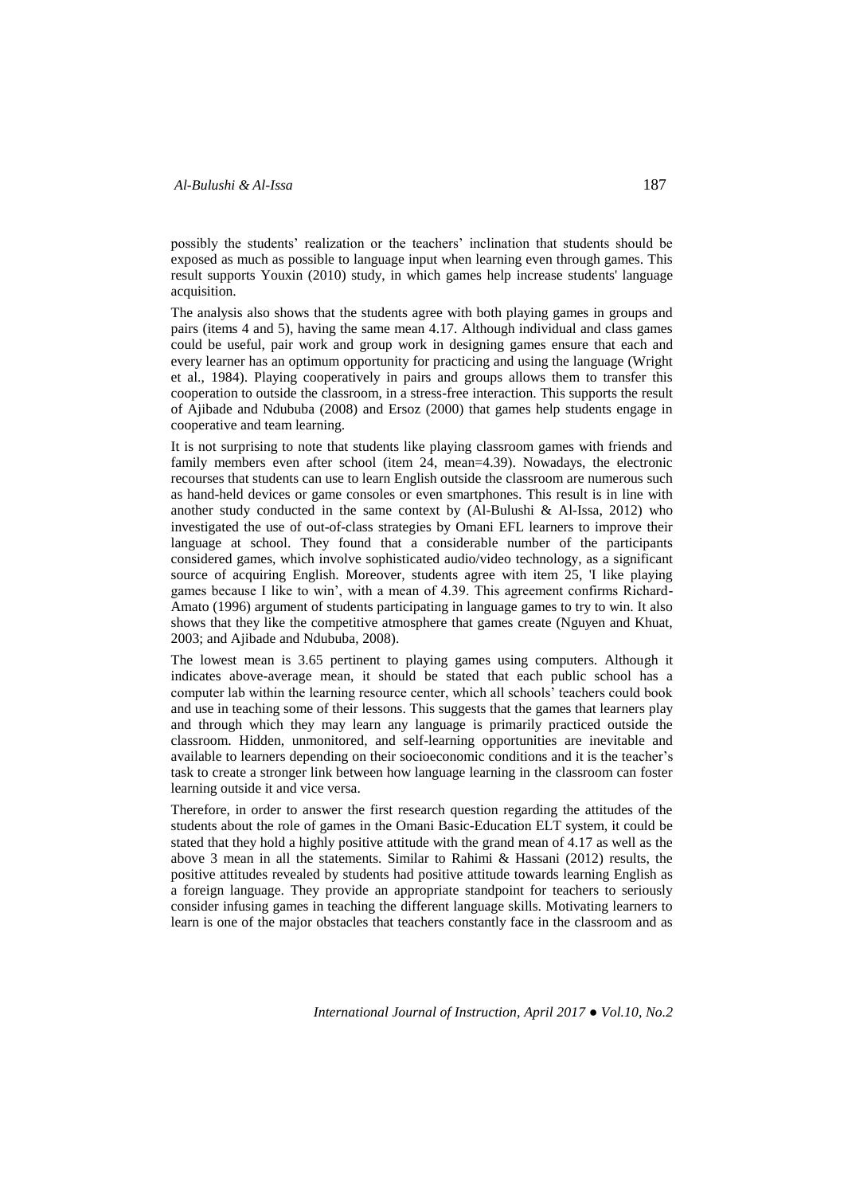possibly the students' realization or the teachers' inclination that students should be exposed as much as possible to language input when learning even through games. This result supports Youxin (2010) study, in which games help increase students' language acquisition.

The analysis also shows that the students agree with both playing games in groups and pairs (items 4 and 5), having the same mean 4.17. Although individual and class games could be useful, pair work and group work in designing games ensure that each and every learner has an optimum opportunity for practicing and using the language (Wright et al., 1984). Playing cooperatively in pairs and groups allows them to transfer this cooperation to outside the classroom, in a stress-free interaction. This supports the result of Ajibade and Ndububa (2008) and Ersoz (2000) that games help students engage in cooperative and team learning.

It is not surprising to note that students like playing classroom games with friends and family members even after school (item 24, mean=4.39). Nowadays, the electronic recourses that students can use to learn English outside the classroom are numerous such as hand-held devices or game consoles or even smartphones. This result is in line with another study conducted in the same context by (Al-Bulushi & Al-Issa, 2012) who investigated the use of out-of-class strategies by Omani EFL learners to improve their language at school. They found that a considerable number of the participants considered games, which involve sophisticated audio/video technology, as a significant source of acquiring English. Moreover, students agree with item 25, 'I like playing games because I like to win', with a mean of 4.39. This agreement confirms Richard-Amato (1996) argument of students participating in language games to try to win. It also shows that they like the competitive atmosphere that games create (Nguyen and Khuat, 2003; and Ajibade and Ndububa, 2008).

The lowest mean is 3.65 pertinent to playing games using computers. Although it indicates above-average mean, it should be stated that each public school has a computer lab within the learning resource center, which all schools' teachers could book and use in teaching some of their lessons. This suggests that the games that learners play and through which they may learn any language is primarily practiced outside the classroom. Hidden, unmonitored, and self-learning opportunities are inevitable and available to learners depending on their socioeconomic conditions and it is the teacher's task to create a stronger link between how language learning in the classroom can foster learning outside it and vice versa.

Therefore, in order to answer the first research question regarding the attitudes of the students about the role of games in the Omani Basic-Education ELT system, it could be stated that they hold a highly positive attitude with the grand mean of 4.17 as well as the above 3 mean in all the statements. Similar to Rahimi & Hassani (2012) results, the positive attitudes revealed by students had positive attitude towards learning English as a foreign language. They provide an appropriate standpoint for teachers to seriously consider infusing games in teaching the different language skills. Motivating learners to learn is one of the major obstacles that teachers constantly face in the classroom and as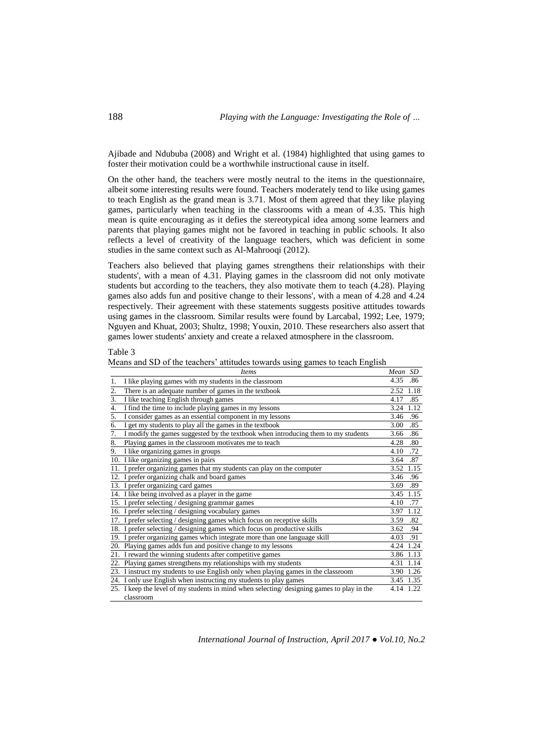Ajibade and Ndububa (2008) and Wright et al. (1984) highlighted that using games to foster their motivation could be a worthwhile instructional cause in itself.

On the other hand, the teachers were mostly neutral to the items in the questionnaire, albeit some interesting results were found. Teachers moderately tend to like using games to teach English as the grand mean is 3.71. Most of them agreed that they like playing games, particularly when teaching in the classrooms with a mean of 4.35. This high mean is quite encouraging as it defies the stereotypical idea among some learners and parents that playing games might not be favored in teaching in public schools. It also reflects a level of creativity of the language teachers, which was deficient in some studies in the same context such as Al-Mahrooqi (2012).

Teachers also believed that playing games strengthens their relationships with their students', with a mean of 4.31. Playing games in the classroom did not only motivate students but according to the teachers, they also motivate them to teach (4.28). Playing games also adds fun and positive change to their lessons', with a mean of 4.28 and 4.24 respectively. Their agreement with these statements suggests positive attitudes towards using games in the classroom. Similar results were found by Larcabal, 1992; Lee, 1979; Nguyen and Khuat, 2003; Shultz, 1998; Youxin, 2010. These researchers also assert that games lower students' anxiety and create a relaxed atmosphere in the classroom.

Table 3
Means and SD of the teachers' attitudes towards using games to teach English

| *Items* | *Mean* | *SD* |
|---|---|---|
| 1. I like playing games with my students in the classroom | 4.35 | .86 |
| 2. There is an adequate number of games in the textbook | 2.52 | 1.18 |
| 3. I like teaching English through games | 4.17 | .85 |
| 4. I find the time to include playing games in my lessons | 3.24 | 1.12 |
| 5. I consider games as an essential component in my lessons | 3.46 | .96 |
| 6. I get my students to play all the games in the textbook | 3.00 | .85 |
| 7. I modify the games suggested by the textbook when introducing them to my students | 3.66 | .86 |
| 8. Playing games in the classroom motivates me to teach | 4.28 | .80 |
| 9. I like organizing games in groups | 4.10 | .72 |
| 10. I like organizing games in pairs | 3.64 | .87 |
| 11. I prefer organizing games that my students can play on the computer | 3.52 | 1.15 |
| 12. I prefer organizing chalk and board games | 3.46 | .96 |
| 13. I prefer organizing card games | 3.69 | .89 |
| 14. I like being involved as a player in the game | 3.45 | 1.15 |
| 15. I prefer selecting / designing grammar games | 4.10 | .77 |
| 16. I prefer selecting / designing vocabulary games | 3.97 | 1.12 |
| 17. I prefer selecting / designing games which focus on receptive skills | 3.59 | .82 |
| 18. I prefer selecting / designing games which focus on productive skills | 3.62 | .94 |
| 19. I prefer organizing games which integrate more than one language skill | 4.03 | .91 |
| 20. Playing games adds fun and positive change to my lessons | 4.24 | 1.24 |
| 21. I reward the winning students after competitive games | 3.86 | 1.13 |
| 22. Playing games strengthens my relationships with my students | 4.31 | 1.14 |
| 23. I instruct my students to use English only when playing games in the classroom | 3.90 | 1.26 |
| 24. I only use English when instructing my students to play games | 3.45 | 1.35 |
| 25. I keep the level of my students in mind when selecting/ designing games to play in the classroom | 4.14 | 1.22 |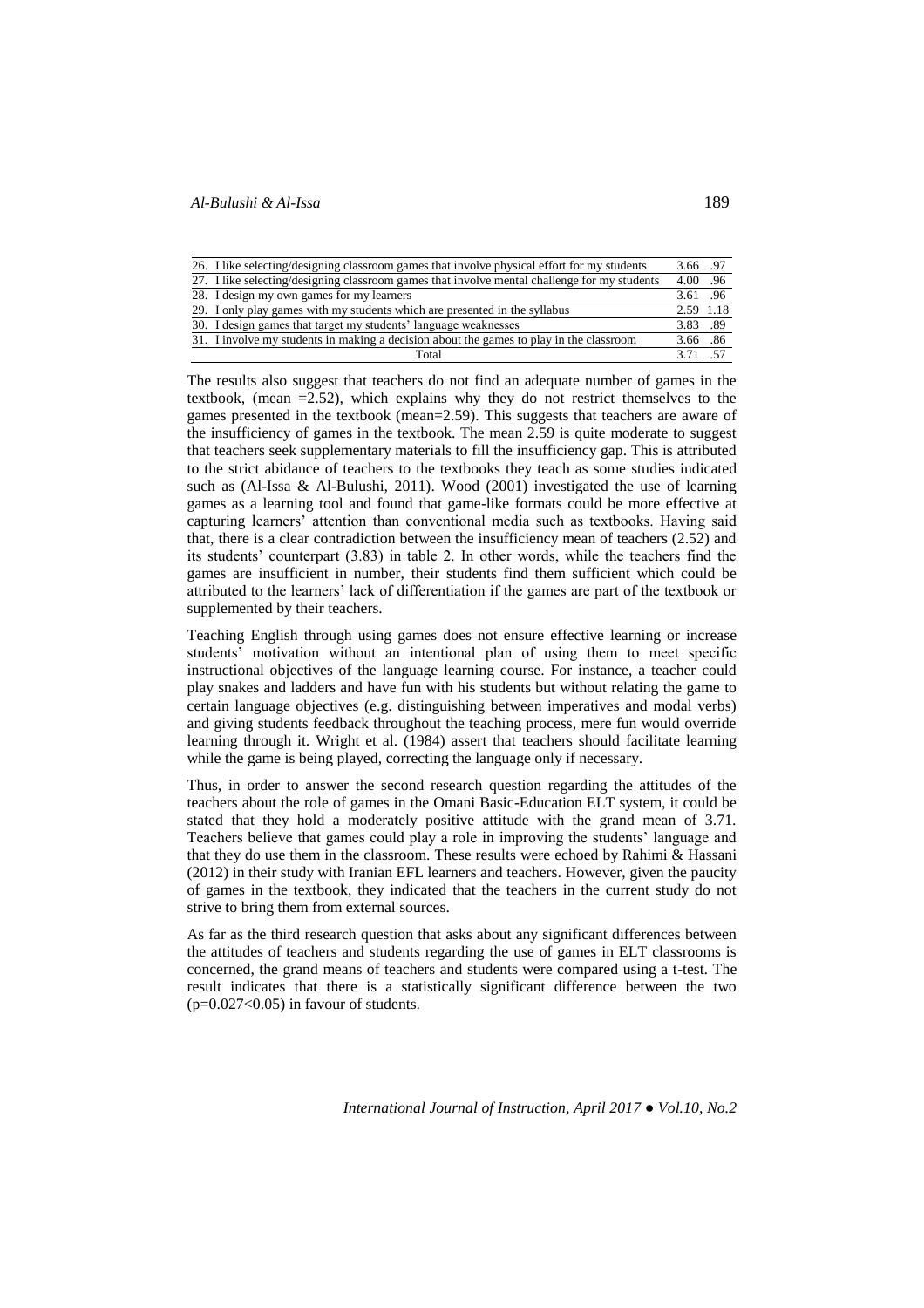| | | |
|---|---|---|
| 26. I like selecting/designing classroom games that involve physical effort for my students | 3.66 | .97 |
| 27. I like selecting/designing classroom games that involve mental challenge for my students | 4.00 | .96 |
| 28. I design my own games for my learners | 3.61 | .96 |
| 29. I only play games with my students which are presented in the syllabus | 2.59 | 1.18 |
| 30. I design games that target my students' language weaknesses | 3.83 | .89 |
| 31. I involve my students in making a decision about the games to play in the classroom | 3.66 | .86 |
| Total | 3.71 | .57 |

The results also suggest that teachers do not find an adequate number of games in the textbook, (mean =2.52), which explains why they do not restrict themselves to the games presented in the textbook (mean=2.59). This suggests that teachers are aware of the insufficiency of games in the textbook. The mean 2.59 is quite moderate to suggest that teachers seek supplementary materials to fill the insufficiency gap. This is attributed to the strict abidance of teachers to the textbooks they teach as some studies indicated such as (Al-Issa & Al-Bulushi, 2011). Wood (2001) investigated the use of learning games as a learning tool and found that game-like formats could be more effective at capturing learners' attention than conventional media such as textbooks. Having said that, there is a clear contradiction between the insufficiency mean of teachers (2.52) and its students' counterpart (3.83) in table 2. In other words, while the teachers find the games are insufficient in number, their students find them sufficient which could be attributed to the learners' lack of differentiation if the games are part of the textbook or supplemented by their teachers.

Teaching English through using games does not ensure effective learning or increase students' motivation without an intentional plan of using them to meet specific instructional objectives of the language learning course. For instance, a teacher could play snakes and ladders and have fun with his students but without relating the game to certain language objectives (e.g. distinguishing between imperatives and modal verbs) and giving students feedback throughout the teaching process, mere fun would override learning through it. Wright et al. (1984) assert that teachers should facilitate learning while the game is being played, correcting the language only if necessary.

Thus, in order to answer the second research question regarding the attitudes of the teachers about the role of games in the Omani Basic-Education ELT system, it could be stated that they hold a moderately positive attitude with the grand mean of 3.71. Teachers believe that games could play a role in improving the students' language and that they do use them in the classroom. These results were echoed by Rahimi & Hassani (2012) in their study with Iranian EFL learners and teachers. However, given the paucity of games in the textbook, they indicated that the teachers in the current study do not strive to bring them from external sources.

As far as the third research question that asks about any significant differences between the attitudes of teachers and students regarding the use of games in ELT classrooms is concerned, the grand means of teachers and students were compared using a t-test. The result indicates that there is a statistically significant difference between the two ($p=0.027<0.05$) in favour of students.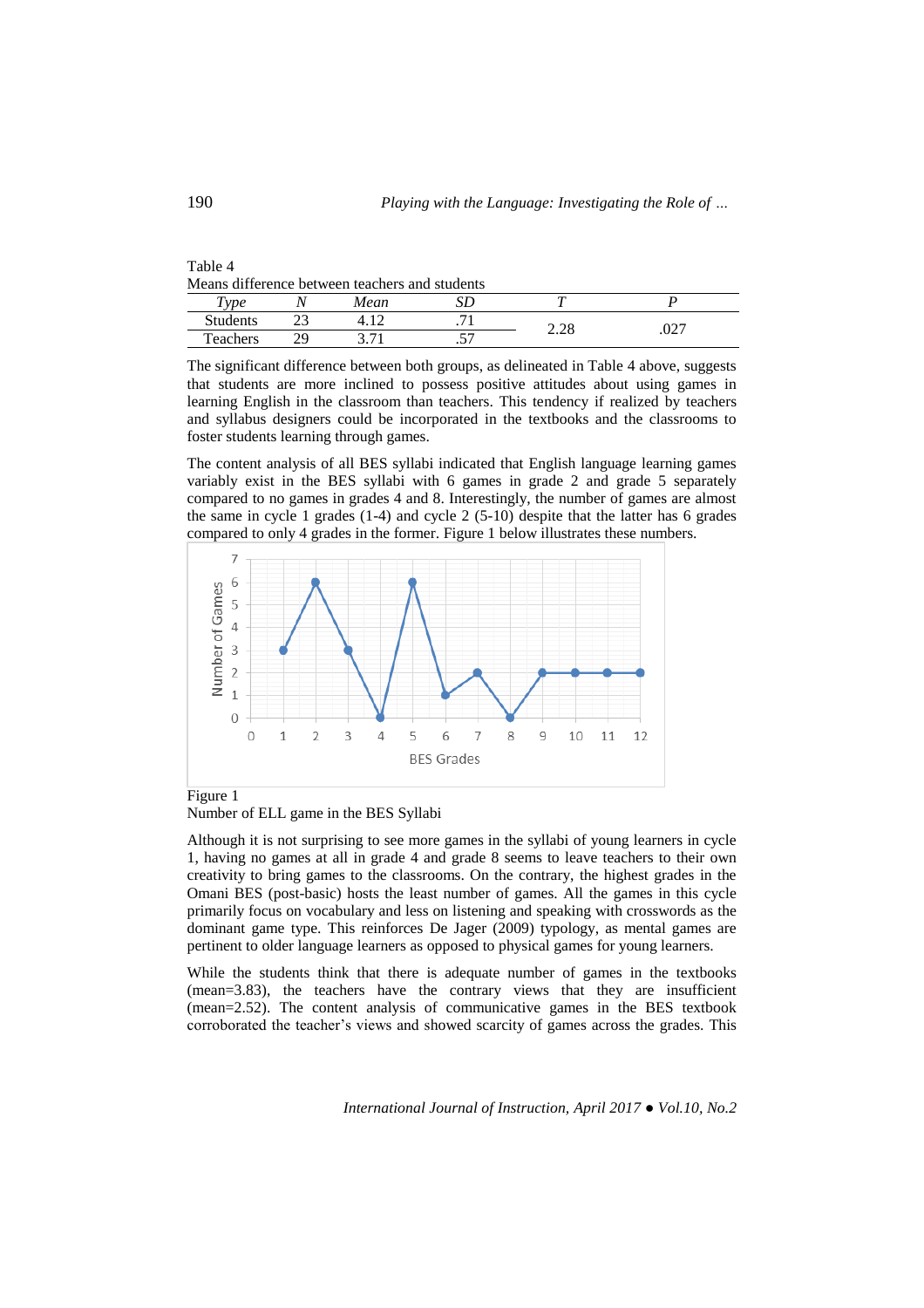Table 4

Means difference between teachers and students

| *Type* | *N* | *Mean* | *SD* | *T* | *P* |
|---|---|---|---|---|---|
| Students | 23 | 4.12 | .71 | 2.28 | .027 |
| Teachers | 29 | 3.71 | .57 | | |

The significant difference between both groups, as delineated in Table 4 above, suggests that students are more inclined to possess positive attitudes about using games in learning English in the classroom than teachers. This tendency if realized by teachers and syllabus designers could be incorporated in the textbooks and the classrooms to foster students learning through games.

The content analysis of all BES syllabi indicated that English language learning games variably exist in the BES syllabi with 6 games in grade 2 and grade 5 separately compared to no games in grades 4 and 8. Interestingly, the number of games are almost the same in cycle 1 grades (1-4) and cycle 2 (5-10) despite that the latter has 6 grades compared to only 4 grades in the former. Figure 1 below illustrates these numbers.

Figure 1

Number of ELL game in the BES Syllabi

Although it is not surprising to see more games in the syllabi of young learners in cycle 1, having no games at all in grade 4 and grade 8 seems to leave teachers to their own creativity to bring games to the classrooms. On the contrary, the highest grades in the Omani BES (post-basic) hosts the least number of games. All the games in this cycle primarily focus on vocabulary and less on listening and speaking with crosswords as the dominant game type. This reinforces De Jager (2009) typology, as mental games are pertinent to older language learners as opposed to physical games for young learners.

While the students think that there is adequate number of games in the textbooks (mean=3.83), the teachers have the contrary views that they are insufficient (mean=2.52). The content analysis of communicative games in the BES textbook corroborated the teacher's views and showed scarcity of games across the grades. This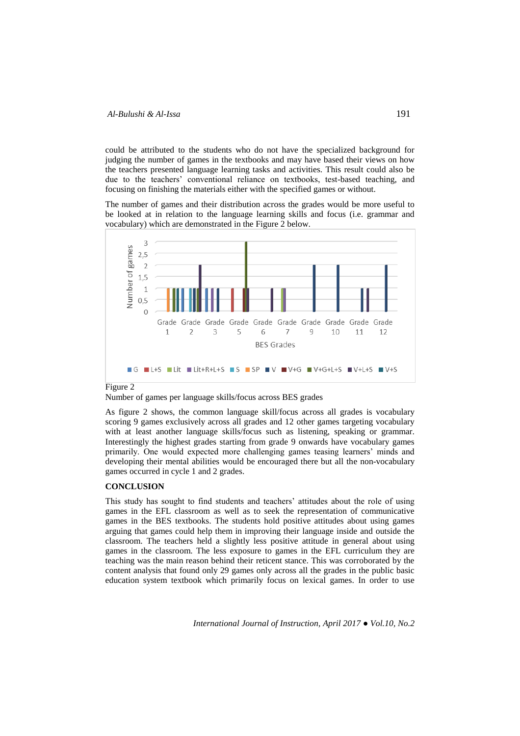could be attributed to the students who do not have the specialized background for judging the number of games in the textbooks and may have based their views on how the teachers presented language learning tasks and activities. This result could also be due to the teachers' conventional reliance on textbooks, test-based teaching, and focusing on finishing the materials either with the specified games or without.

The number of games and their distribution across the grades would be more useful to be looked at in relation to the language learning skills and focus (i.e. grammar and vocabulary) which are demonstrated in the Figure 2 below.

Figure 2
Number of games per language skills/focus across BES grades

As figure 2 shows, the common language skill/focus across all grades is vocabulary scoring 9 games exclusively across all grades and 12 other games targeting vocabulary with at least another language skills/focus such as listening, speaking or grammar. Interestingly the highest grades starting from grade 9 onwards have vocabulary games primarily. One would expected more challenging games teasing learners' minds and developing their mental abilities would be encouraged there but all the non-vocabulary games occurred in cycle 1 and 2 grades.

## CONCLUSION

This study has sought to find students and teachers' attitudes about the role of using games in the EFL classroom as well as to seek the representation of communicative games in the BES textbooks. The students hold positive attitudes about using games arguing that games could help them in improving their language inside and outside the classroom. The teachers held a slightly less positive attitude in general about using games in the classroom. The less exposure to games in the EFL curriculum they are teaching was the main reason behind their reticent stance. This was corroborated by the content analysis that found only 29 games only across all the grades in the public basic education system textbook which primarily focus on lexical games. In order to use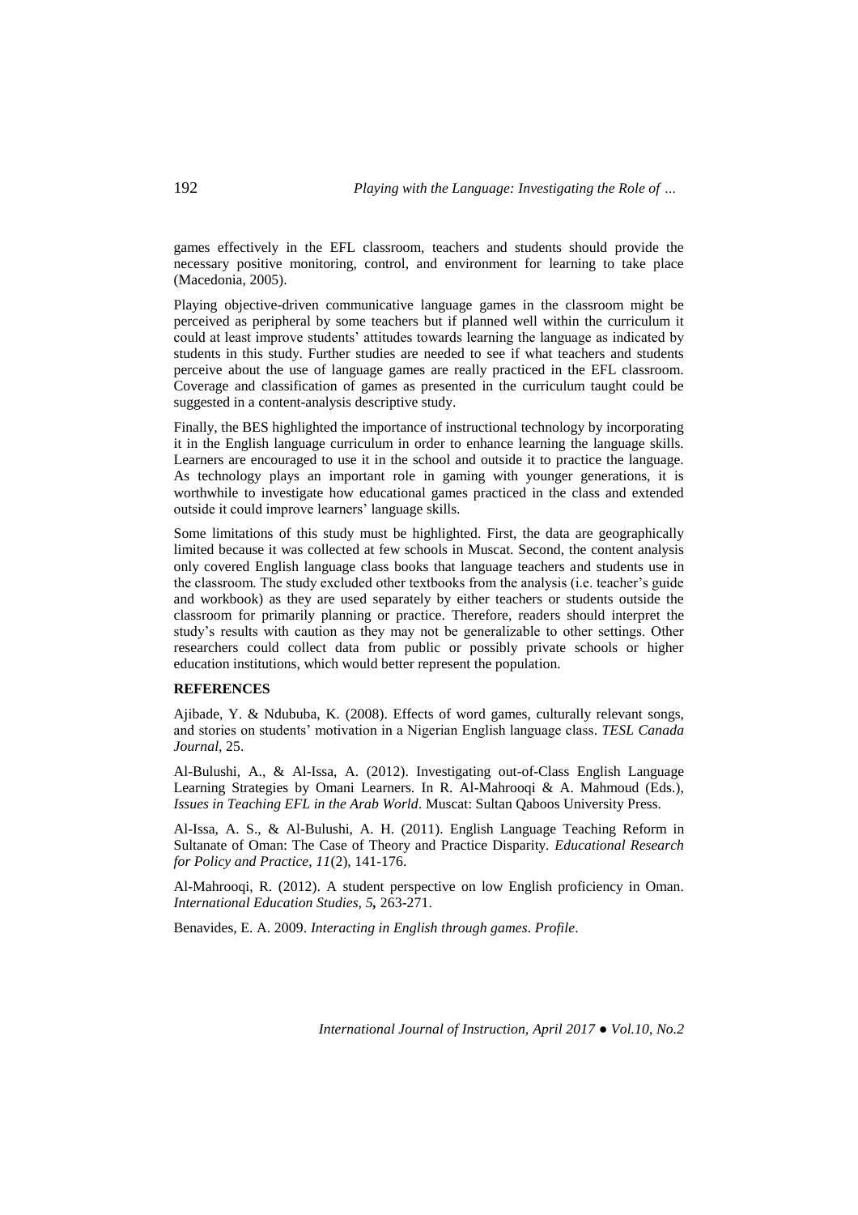games effectively in the EFL classroom, teachers and students should provide the necessary positive monitoring, control, and environment for learning to take place (Macedonia, 2005).

Playing objective-driven communicative language games in the classroom might be perceived as peripheral by some teachers but if planned well within the curriculum it could at least improve students' attitudes towards learning the language as indicated by students in this study. Further studies are needed to see if what teachers and students perceive about the use of language games are really practiced in the EFL classroom. Coverage and classification of games as presented in the curriculum taught could be suggested in a content-analysis descriptive study.

Finally, the BES highlighted the importance of instructional technology by incorporating it in the English language curriculum in order to enhance learning the language skills. Learners are encouraged to use it in the school and outside it to practice the language. As technology plays an important role in gaming with younger generations, it is worthwhile to investigate how educational games practiced in the class and extended outside it could improve learners' language skills.

Some limitations of this study must be highlighted. First, the data are geographically limited because it was collected at few schools in Muscat. Second, the content analysis only covered English language class books that language teachers and students use in the classroom. The study excluded other textbooks from the analysis (i.e. teacher's guide and workbook) as they are used separately by either teachers or students outside the classroom for primarily planning or practice. Therefore, readers should interpret the study's results with caution as they may not be generalizable to other settings. Other researchers could collect data from public or possibly private schools or higher education institutions, which would better represent the population.

## REFERENCES

Ajibade, Y. & Ndububa, K. (2008). Effects of word games, culturally relevant songs, and stories on students' motivation in a Nigerian English language class. *TESL Canada Journal*, 25.

Al-Bulushi, A., & Al-Issa, A. (2012). Investigating out-of-Class English Language Learning Strategies by Omani Learners. In R. Al-Mahrooqi & A. Mahmoud (Eds.), *Issues in Teaching EFL in the Arab World*. Muscat: Sultan Qaboos University Press.

Al-Issa, A. S., & Al-Bulushi, A. H. (2011). English Language Teaching Reform in Sultanate of Oman: The Case of Theory and Practice Disparity. *Educational Research for Policy and Practice, 11*(2), 141-176.

Al-Mahrooqi, R. (2012). A student perspective on low English proficiency in Oman. *International Education Studies, 5,* 263-271.

Benavides, E. A. 2009. *Interacting in English through games*. *Profile*.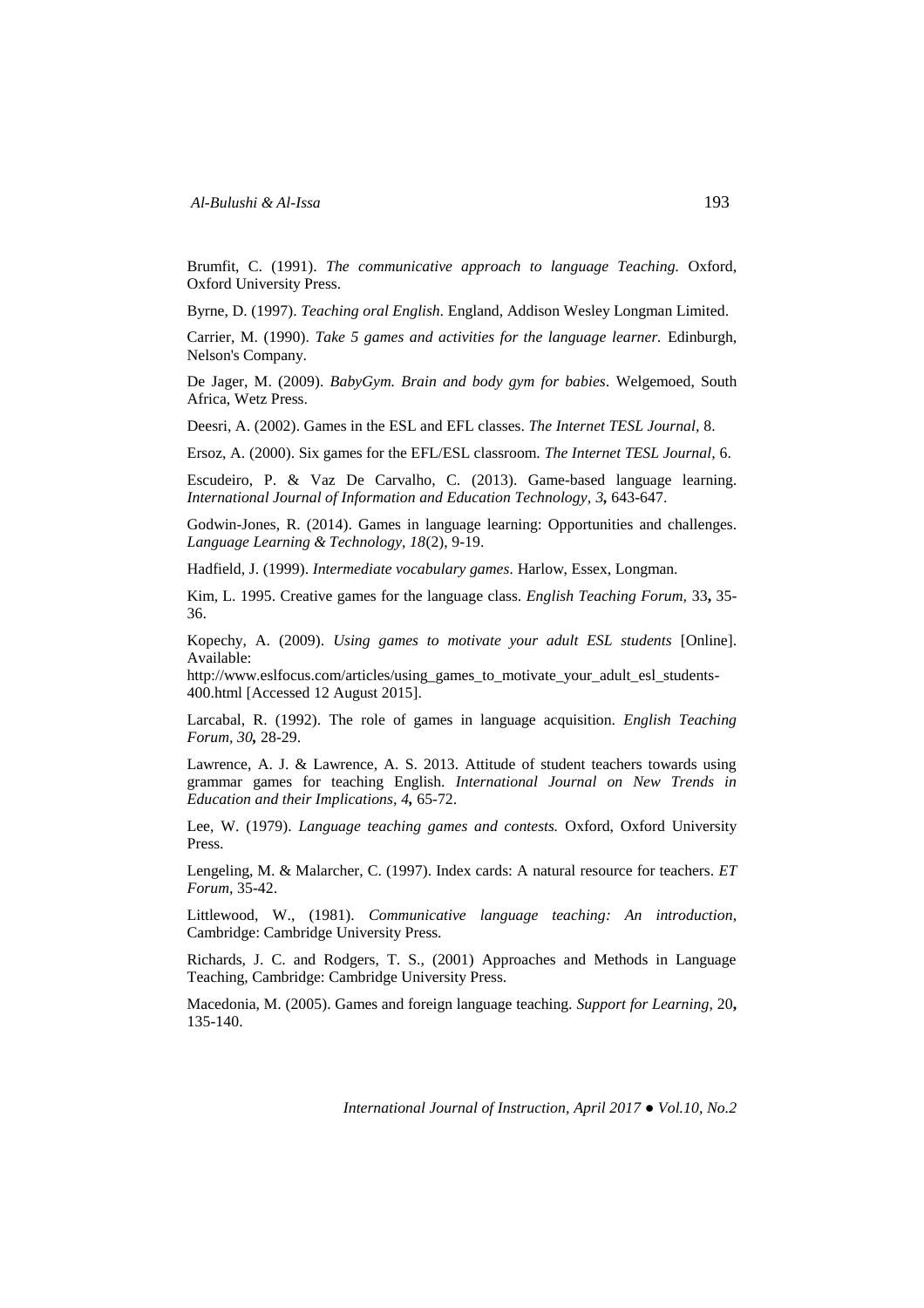Brumfit, C. (1991). *The communicative approach to language Teaching.* Oxford, Oxford University Press.

Byrne, D. (1997). *Teaching oral English*. England, Addison Wesley Longman Limited.

Carrier, M. (1990). *Take 5 games and activities for the language learner.* Edinburgh, Nelson's Company.

De Jager, M. (2009). *BabyGym. Brain and body gym for babies*. Welgemoed, South Africa, Wetz Press.

Deesri, A. (2002). Games in the ESL and EFL classes. *The Internet TESL Journal,* 8.

Ersoz, A. (2000). Six games for the EFL/ESL classroom. *The Internet TESL Journal,* 6.

Escudeiro, P. & Vaz De Carvalho, C. (2013). Game-based language learning. *International Journal of Information and Education Technology, 3***,** 643-647.

Godwin-Jones, R. (2014). Games in language learning: Opportunities and challenges. *Language Learning & Technology, 18*(2), 9-19.

Hadfield, J. (1999). *Intermediate vocabulary games*. Harlow, Essex, Longman.

Kim, L. 1995. Creative games for the language class. *English Teaching Forum,* 33**,** 35-36.

Kopechy, A. (2009). *Using games to motivate your adult ESL students* [Online]. Available:
http://www.eslfocus.com/articles/using_games_to_motivate_your_adult_esl_students-400.html [Accessed 12 August 2015].

Larcabal, R. (1992). The role of games in language acquisition. *English Teaching Forum, 30***,** 28-29.

Lawrence, A. J. & Lawrence, A. S. 2013. Attitude of student teachers towards using grammar games for teaching English. *International Journal on New Trends in Education and their Implications, 4***,** 65-72.

Lee, W. (1979). *Language teaching games and contests.* Oxford, Oxford University Press.

Lengeling, M. & Malarcher, C. (1997). Index cards: A natural resource for teachers. *ET Forum,* 35-42.

Littlewood, W., (1981). *Communicative language teaching: An introduction*, Cambridge: Cambridge University Press.

Richards, J. C. and Rodgers, T. S., (2001) Approaches and Methods in Language Teaching, Cambridge: Cambridge University Press.

Macedonia, M. (2005). Games and foreign language teaching. *Support for Learning,* 20**,** 135-140.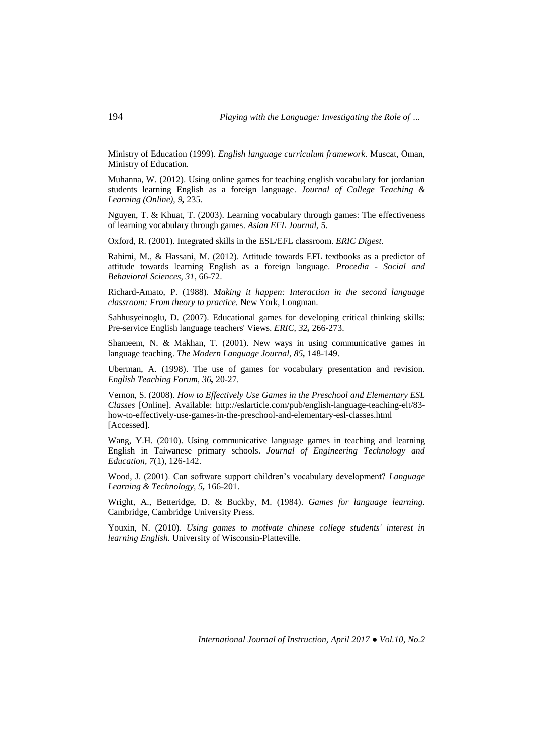Ministry of Education (1999). *English language curriculum framework.* Muscat, Oman, Ministry of Education.

Muhanna, W. (2012). Using online games for teaching english vocabulary for jordanian students learning English as a foreign language. *Journal of College Teaching & Learning (Online), 9,* 235.

Nguyen, T. & Khuat, T. (2003). Learning vocabulary through games: The effectiveness of learning vocabulary through games. *Asian EFL Journal,* 5.

Oxford, R. (2001). Integrated skills in the ESL/EFL classroom. *ERIC Digest*.

Rahimi, M., & Hassani, M. (2012). Attitude towards EFL textbooks as a predictor of attitude towards learning English as a foreign language. *Procedia - Social and Behavioral Sciences, 31*, 66-72.

Richard-Amato, P. (1988). *Making it happen: Interaction in the second language classroom: From theory to practice.* New York, Longman.

Sahhusyeinoglu, D. (2007). Educational games for developing critical thinking skills: Pre-service English language teachers' Views. *ERIC, 32,* 266-273.

Shameem, N. & Makhan, T. (2001). New ways in using communicative games in language teaching. *The Modern Language Journal, 85,* 148-149.

Uberman, A. (1998). The use of games for vocabulary presentation and revision. *English Teaching Forum, 36,* 20-27.

Vernon, S. (2008). *How to Effectively Use Games in the Preschool and Elementary ESL Classes* [Online]. Available: http://eslarticle.com/pub/english-language-teaching-elt/83-how-to-effectively-use-games-in-the-preschool-and-elementary-esl-classes.html [Accessed].

Wang, Y.H. (2010). Using communicative language games in teaching and learning English in Taiwanese primary schools. *Journal of Engineering Technology and Education, 7*(1), 126-142.

Wood, J. (2001). Can software support children's vocabulary development? *Language Learning & Technology, 5,* 166-201.

Wright, A., Betteridge, D. & Buckby, M. (1984). *Games for language learning.* Cambridge, Cambridge University Press.

Youxin, N. (2010). *Using games to motivate chinese college students' interest in learning English.* University of Wisconsin-Platteville.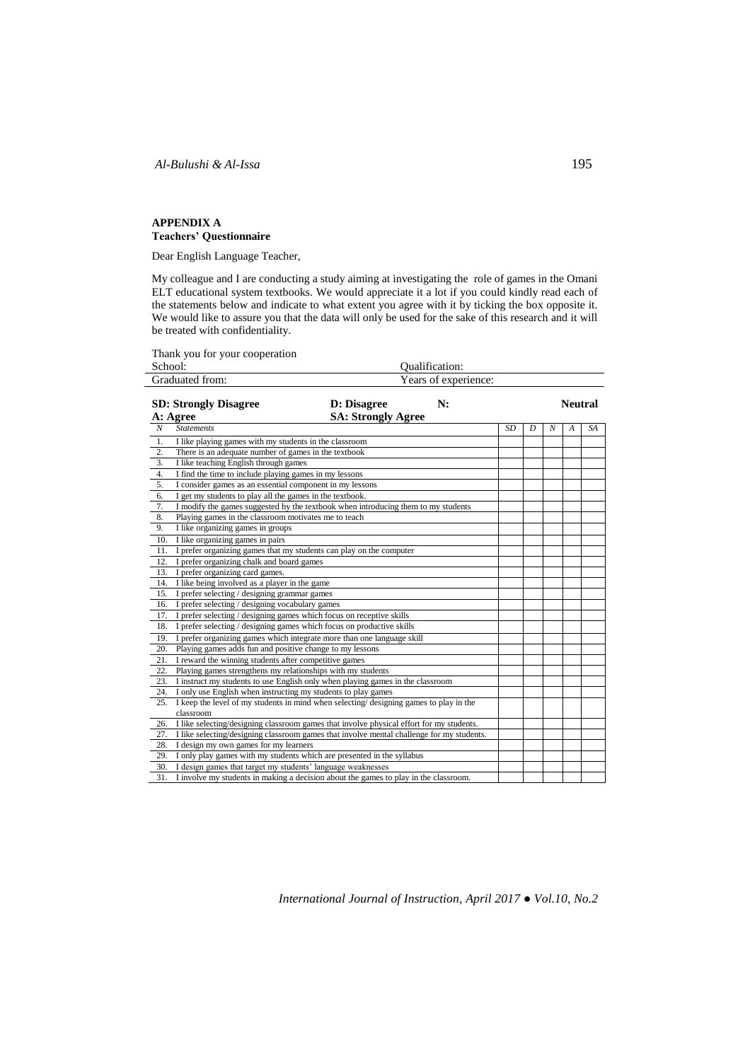## APPENDIX A

### Teachers' Questionnaire

Dear English Language Teacher,

My colleague and I are conducting a study aiming at investigating the role of games in the Omani ELT educational system textbooks. We would appreciate it a lot if you could kindly read each of the statements below and indicate to what extent you agree with it by ticking the box opposite it. We would like to assure you that the data will only be used for the sake of this research and it will be treated with confidentiality.

Thank you for your cooperation

| School: | Qualification: |
|---|---|
| Graduated from: | Years of experience: |

**SD: Strongly Disagree** **D: Disagree** **N: Neutral**
**A: Agree** **SA: Strongly Agree**

| *N* | *Statements* | *SD* | *D* | *N* | *A* | *SA* |
|---|---|---|---|---|---|---|
| 1. | I like playing games with my students in the classroom | | | | | |
| 2. | There is an adequate number of games in the textbook | | | | | |
| 3. | I like teaching English through games | | | | | |
| 4. | I find the time to include playing games in my lessons | | | | | |
| 5. | I consider games as an essential component in my lessons | | | | | |
| 6. | I get my students to play all the games in the textbook. | | | | | |
| 7. | I modify the games suggested by the textbook when introducing them to my students | | | | | |
| 8. | Playing games in the classroom motivates me to teach | | | | | |
| 9. | I like organizing games in groups | | | | | |
| 10. | I like organizing games in pairs | | | | | |
| 11. | I prefer organizing games that my students can play on the computer | | | | | |
| 12. | I prefer organizing chalk and board games | | | | | |
| 13. | I prefer organizing card games. | | | | | |
| 14. | I like being involved as a player in the game | | | | | |
| 15. | I prefer selecting / designing grammar games | | | | | |
| 16. | I prefer selecting / designing vocabulary games | | | | | |
| 17. | I prefer selecting / designing games which focus on receptive skills | | | | | |
| 18. | I prefer selecting / designing games which focus on productive skills | | | | | |
| 19. | I prefer organizing games which integrate more than one language skill | | | | | |
| 20. | Playing games adds fun and positive change to my lessons | | | | | |
| 21. | I reward the winning students after competitive games | | | | | |
| 22. | Playing games strengthens my relationships with my students | | | | | |
| 23. | I instruct my students to use English only when playing games in the classroom | | | | | |
| 24. | I only use English when instructing my students to play games | | | | | |
| 25. | I keep the level of my students in mind when selecting/ designing games to play in the classroom | | | | | |
| 26. | I like selecting/designing classroom games that involve physical effort for my students. | | | | | |
| 27. | I like selecting/designing classroom games that involve mental challenge for my students. | | | | | |
| 28. | I design my own games for my learners | | | | | |
| 29. | I only play games with my students which are presented in the syllabus | | | | | |
| 30. | I design games that target my students' language weaknesses | | | | | |
| 31. | I involve my students in making a decision about the games to play in the classroom. | | | | | |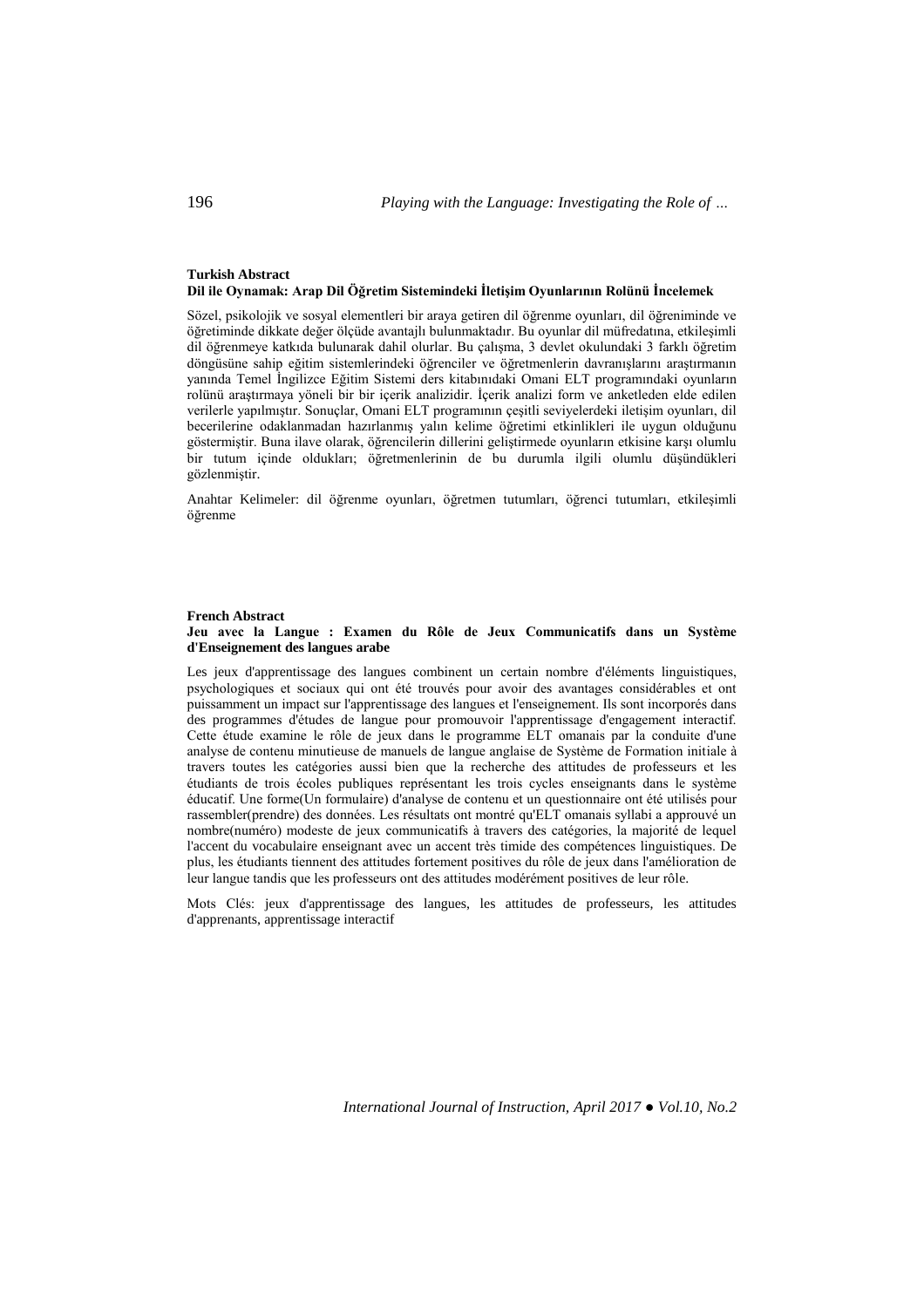**Turkish Abstract**

**Dil ile Oynamak: Arap Dil Öğretim Sistemindeki İletişim Oyunlarının Rolünü İncelemek**

Sözel, psikolojik ve sosyal elementleri bir araya getiren dil öğrenme oyunları, dil öğreniminde ve öğretiminde dikkate değer ölçüde avantajlı bulunmaktadır. Bu oyunlar dil müfredatına, etkileşimli dil öğrenmeye katkıda bulunarak dahil olurlar. Bu çalışma, 3 devlet okulundaki 3 farklı öğretim döngüsüne sahip eğitim sistemlerindeki öğrenciler ve öğretmenlerin davranışlarını araştırmanın yanında Temel İngilizce Eğitim Sistemi ders kitabınıdaki Omani ELT programındaki oyunların rolünü araştırmaya yöneli bir bir içerik analizidir. İçerik analizi form ve anketleden elde edilen verilerle yapılmıştır. Sonuçlar, Omani ELT programının çeşitli seviyelerdeki iletişim oyunları, dil becerilerine odaklanmadan hazırlanmış yalın kelime öğretimi etkinlikleri ile uygun olduğunu göstermiştir. Buna ilave olarak, öğrencilerin dillerini geliştirmede oyunların etkisine karşı olumlu bir tutum içinde oldukları; öğretmenlerinin de bu durumla ilgili olumlu düşündükleri gözlenmiştir.

Anahtar Kelimeler: dil öğrenme oyunları, öğretmen tutumları, öğrenci tutumları, etkileşimli öğrenme

**French Abstract**

**Jeu avec la Langue : Examen du Rôle de Jeux Communicatifs dans un Système d'Enseignement des langues arabe**

Les jeux d'apprentissage des langues combinent un certain nombre d'éléments linguistiques, psychologiques et sociaux qui ont été trouvés pour avoir des avantages considérables et ont puissamment un impact sur l'apprentissage des langues et l'enseignement. Ils sont incorporés dans des programmes d'études de langue pour promouvoir l'apprentissage d'engagement interactif. Cette étude examine le rôle de jeux dans le programme ELT omanais par la conduite d'une analyse de contenu minutieuse de manuels de langue anglaise de Système de Formation initiale à travers toutes les catégories aussi bien que la recherche des attitudes de professeurs et les étudiants de trois écoles publiques représentant les trois cycles enseignants dans le système éducatif. Une forme(Un formulaire) d'analyse de contenu et un questionnaire ont été utilisés pour rassembler(prendre) des données. Les résultats ont montré qu'ELT omanais syllabi a approuvé un nombre(numéro) modeste de jeux communicatifs à travers des catégories, la majorité de lequel l'accent du vocabulaire enseignant avec un accent très timide des compétences linguistiques. De plus, les étudiants tiennent des attitudes fortement positives du rôle de jeux dans l'amélioration de leur langue tandis que les professeurs ont des attitudes modérément positives de leur rôle.

Mots Clés: jeux d'apprentissage des langues, les attitudes de professeurs, les attitudes d'apprenants, apprentissage interactif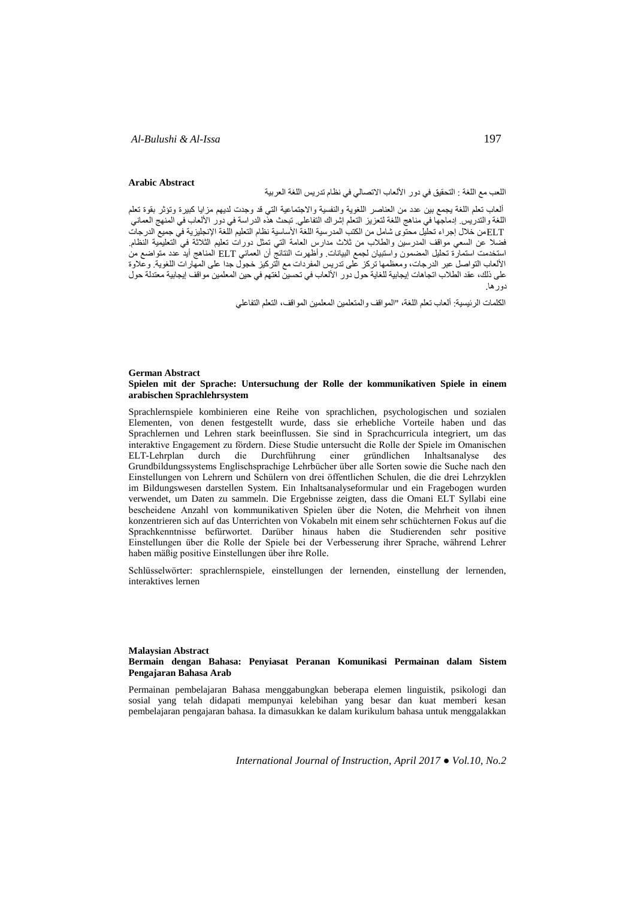**Arabic Abstract**

اللعب مع اللغة : التحقيق في دور الألعاب الاتصالي في نظام تدريس اللغة العربية

ألعاب تعلم اللغة يجمع بين عدد من العناصر اللغوية والنفسية والاجتماعية التي قد وجدت لديهم مزايا كبيرة وتؤثر بقوة تعلم اللغة والتدريس. إدماجها في مناهج اللغة لتعزيز التعلم إشراك التفاعلي. تبحث هذه الدراسة في دور الألعاب في المنهج العماني ELTمن خلال إجراء تحليل محتوى شامل من الكتب المدرسية اللغة الأساسية نظام التعليم اللغة الإنجليزية في جميع الدرجات فضلا عن السعي مواقف المدرسين والطلاب من ثلاث مدارس العامة التي تمثل دورات تعليم الثلاثة في التعليمية النظام. استخدمت استمارة تحليل المضمون واستبيان لجمع البيانات. وأظهرت النتائج أن العماني ELT المناهج أيد عدد متواضع من الألعاب التواصل عبر الدرجات، ومعظمها تركز على تدريس المفردات مع التركيز خجول جدا على المهارات اللغوية. وعلاوة على ذلك، عقد الطلاب اتجاهات إيجابية للغاية حول دور الألعاب في تحسين لغتهم في حين المعلمين مواقف إيجابية معتدلة حول دورها.

الكلمات الرئيسية: ألعاب تعلم اللغة، "المواقف والمتعلمين المعلمين المواقف، التعلم التفاعلي

**German Abstract**

**Spielen mit der Sprache: Untersuchung der Rolle der kommunikativen Spiele in einem arabischen Sprachlehrsystem**

Sprachlernspiele kombinieren eine Reihe von sprachlichen, psychologischen und sozialen Elementen, von denen festgestellt wurde, dass sie erhebliche Vorteile haben und das Sprachlernen und Lehren stark beeinflussen. Sie sind in Sprachcurricula integriert, um das interaktive Engagement zu fördern. Diese Studie untersucht die Rolle der Spiele im Omanischen ELT-Lehrplan durch die Durchführung einer gründlichen Inhaltsanalyse des Grundbildungssystems Englischsprachige Lehrbücher über alle Sorten sowie die Suche nach den Einstellungen von Lehrern und Schülern von drei öffentlichen Schulen, die die drei Lehrzyklen im Bildungswesen darstellen System. Ein Inhaltsanalyseformular und ein Fragebogen wurden verwendet, um Daten zu sammeln. Die Ergebnisse zeigten, dass die Omani ELT Syllabi eine bescheidene Anzahl von kommunikativen Spielen über die Noten, die Mehrheit von ihnen konzentrieren sich auf das Unterrichten von Vokabeln mit einem sehr schüchternen Fokus auf die Sprachkenntnisse befürwortet. Darüber hinaus haben die Studierenden sehr positive Einstellungen über die Rolle der Spiele bei der Verbesserung ihrer Sprache, während Lehrer haben mäßig positive Einstellungen über ihre Rolle.

Schlüsselwörter: sprachlernspiele, einstellungen der lernenden, einstellung der lernenden, interaktives lernen

**Malaysian Abstract**

**Bermain dengan Bahasa: Penyiasat Peranan Komunikasi Permainan dalam Sistem Pengajaran Bahasa Arab**

Permainan pembelajaran Bahasa menggabungkan beberapa elemen linguistik, psikologi dan sosial yang telah didapati mempunyai kelebihan yang besar dan kuat memberi kesan pembelajaran pengajaran bahasa. Ia dimasukkan ke dalam kurikulum bahasa untuk menggalakkan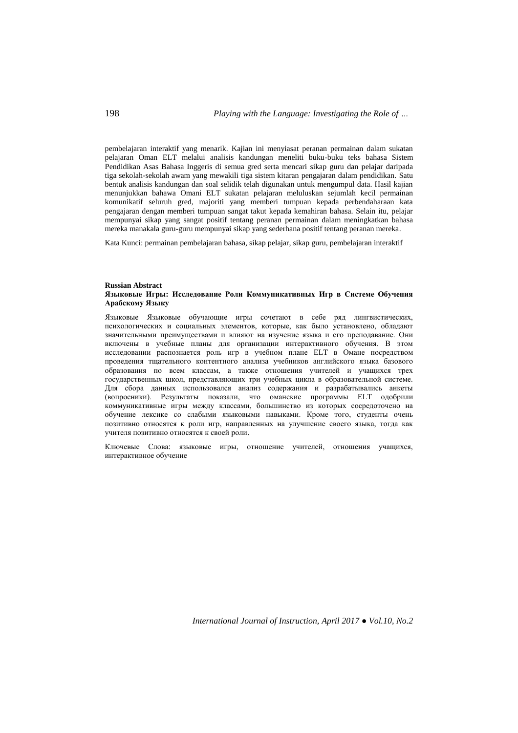pembelajaran interaktif yang menarik. Kajian ini menyiasat peranan permainan dalam sukatan pelajaran Oman ELT melalui analisis kandungan meneliti buku-buku teks bahasa Sistem Pendidikan Asas Bahasa Inggeris di semua gred serta mencari sikap guru dan pelajar daripada tiga sekolah-sekolah awam yang mewakili tiga sistem kitaran pengajaran dalam pendidikan. Satu bentuk analisis kandungan dan soal selidik telah digunakan untuk mengumpul data. Hasil kajian menunjukkan bahawa Omani ELT sukatan pelajaran meluluskan sejumlah kecil permainan komunikatif seluruh gred, majoriti yang memberi tumpuan kepada perbendaharaan kata pengajaran dengan memberi tumpuan sangat takut kepada kemahiran bahasa. Selain itu, pelajar mempunyai sikap yang sangat positif tentang peranan permainan dalam meningkatkan bahasa mereka manakala guru-guru mempunyai sikap yang sederhana positif tentang peranan mereka.

Kata Kunci: permainan pembelajaran bahasa, sikap pelajar, sikap guru, pembelajaran interaktif

**Russian Abstract**

**Языковые Игры: Исследование Роли Коммуникативных Игр в Системе Обучения Арабскому Языку**

Языковые Языковые обучающие игры сочетают в себе ряд лингвистических, психологических и социальных элементов, которые, как было установлено, обладают значительными преимуществами и влияют на изучение языка и его преподавание. Они включены в учебные планы для организации интерактивного обучения. В этом исследовании распознается роль игр в учебном плане ELT в Омане посредством проведения тщательного контентного анализа учебников английского языка базового образования по всем классам, а также отношения учителей и учащихся трех государственных школ, представляющих три учебных цикла в образовательной системе. Для сбора данных использовался анализ содержания и разрабатывались анкеты (вопросники). Результаты показали, что оманские программы ELT одобрили коммуникативные игры между классами, большинство из которых сосредоточено на обучение лексике со слабыми языковыми навыками. Кроме того, студенты очень позитивно относятся к роли игр, направленных на улучшение своего языка, тогда как учителя позитивно относятся к своей роли.

Ключевые Слова: языковые игры, отношение учителей, отношения учащихся, интерактивное обучение